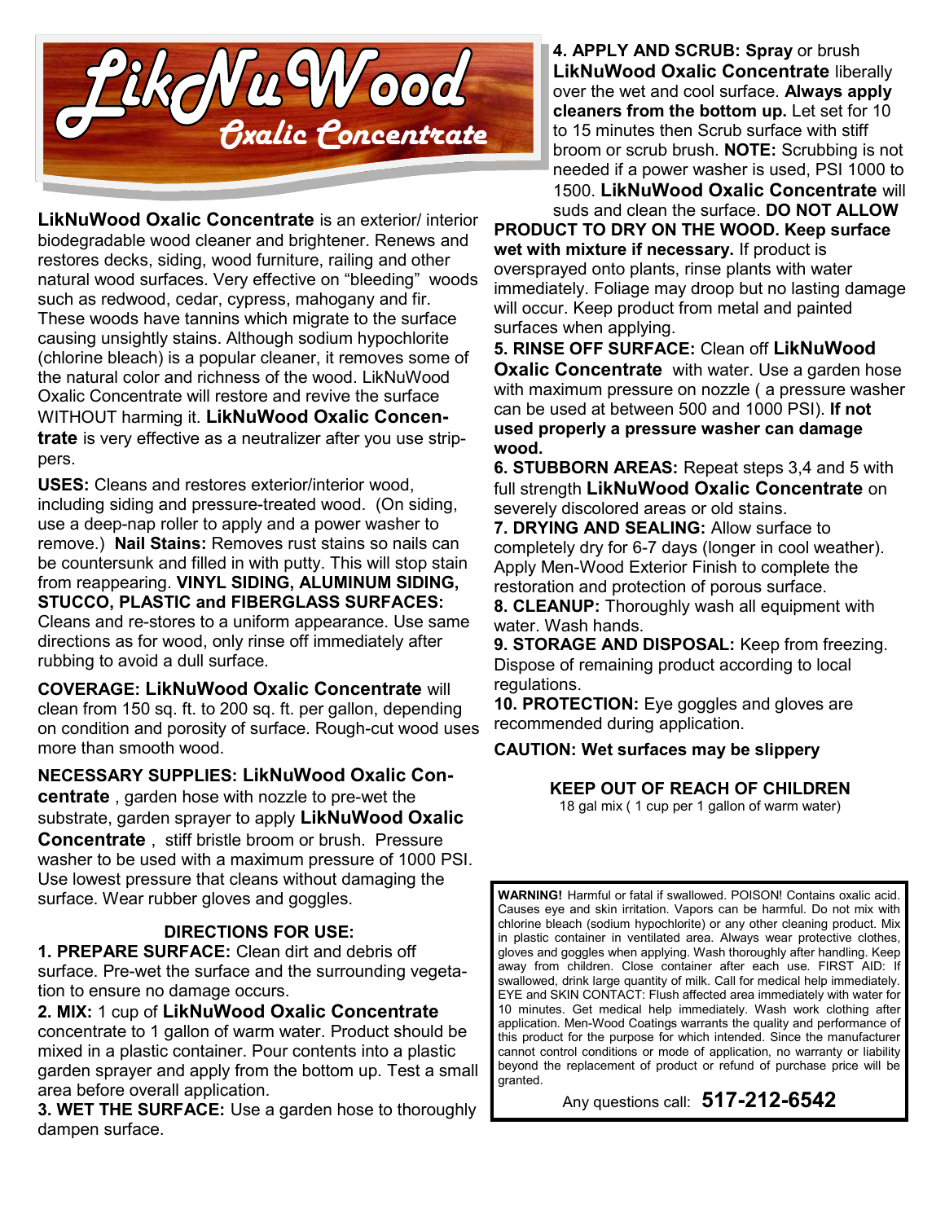# LikNuWood

## Oxalic Concentrate

**LikNuWood Oxalic Concentrate** is an exterior/ interior biodegradable wood cleaner and brightener. Renews and restores decks, siding, wood furniture, railing and other natural wood surfaces. Very effective on "bleeding" woods such as redwood, cedar, cypress, mahogany and fir. These woods have tannins which migrate to the surface causing unsightly stains. Although sodium hypochlorite (chlorine bleach) is a popular cleaner, it removes some of the natural color and richness of the wood. LikNuWood Oxalic Concentrate will restore and revive the surface WITHOUT harming it. **LikNuWood Oxalic Concentrate** is very effective as a neutralizer after you use strippers.

**USES:** Cleans and restores exterior/interior wood, including siding and pressure-treated wood. (On siding, use a deep-nap roller to apply and a power washer to remove.) **Nail Stains:** Removes rust stains so nails can be countersunk and filled in with putty. This will stop stain from reappearing. **VINYL SIDING, ALUMINUM SIDING, STUCCO, PLASTIC and FIBERGLASS SURFACES:** Cleans and re-stores to a uniform appearance. Use same directions as for wood, only rinse off immediately after rubbing to avoid a dull surface.

**COVERAGE: LikNuWood Oxalic Concentrate** will clean from 150 sq. ft. to 200 sq. ft. per gallon, depending on condition and porosity of surface. Rough-cut wood uses more than smooth wood.

**NECESSARY SUPPLIES: LikNuWood Oxalic Concentrate**, garden hose with nozzle to pre-wet the substrate, garden sprayer to apply **LikNuWood Oxalic Concentrate**, stiff bristle broom or brush. Pressure washer to be used with a maximum pressure of 1000 PSI. Use lowest pressure that cleans without damaging the surface. Wear rubber gloves and goggles.

### DIRECTIONS FOR USE:

**1. PREPARE SURFACE:** Clean dirt and debris off surface. Pre-wet the surface and the surrounding vegetation to ensure no damage occurs.

**2. MIX:** 1 cup of **LikNuWood Oxalic Concentrate** concentrate to 1 gallon of warm water. Product should be mixed in a plastic container. Pour contents into a plastic garden sprayer and apply from the bottom up. Test a small area before overall application.

**3. WET THE SURFACE:** Use a garden hose to thoroughly dampen surface.

**4. APPLY AND SCRUB: Spray** or brush **LikNuWood Oxalic Concentrate** liberally over the wet and cool surface. **Always apply cleaners from the bottom up.** Let set for 10 to 15 minutes then Scrub surface with stiff broom or scrub brush. **NOTE:** Scrubbing is not needed if a power washer is used, PSI 1000 to 1500. **LikNuWood Oxalic Concentrate** will suds and clean the surface. **DO NOT ALLOW PRODUCT TO DRY ON THE WOOD. Keep surface wet with mixture if necessary.** If product is oversprayed onto plants, rinse plants with water immediately. Foliage may droop but no lasting damage will occur. Keep product from metal and painted surfaces when applying.

**5. RINSE OFF SURFACE:** Clean off **LikNuWood Oxalic Concentrate** with water. Use a garden hose with maximum pressure on nozzle ( a pressure washer can be used at between 500 and 1000 PSI). **If not used properly a pressure washer can damage wood.**

**6. STUBBORN AREAS:** Repeat steps 3,4 and 5 with full strength **LikNuWood Oxalic Concentrate** on severely discolored areas or old stains.

**7. DRYING AND SEALING:** Allow surface to completely dry for 6-7 days (longer in cool weather). Apply Men-Wood Exterior Finish to complete the restoration and protection of porous surface.

**8. CLEANUP:** Thoroughly wash all equipment with water. Wash hands.

**9. STORAGE AND DISPOSAL:** Keep from freezing. Dispose of remaining product according to local regulations.

**10. PROTECTION:** Eye goggles and gloves are recommended during application.

**CAUTION: Wet surfaces may be slippery**

**KEEP OUT OF REACH OF CHILDREN**

18 gal mix ( 1 cup per 1 gallon of warm water)

**WARNING!** Harmful or fatal if swallowed. POISON! Contains oxalic acid. Causes eye and skin irritation. Vapors can be harmful. Do not mix with chlorine bleach (sodium hypochlorite) or any other cleaning product. Mix in plastic container in ventilated area. Always wear protective clothes, gloves and goggles when applying. Wash thoroughly after handling. Keep away from children. Close container after each use. FIRST AID: If swallowed, drink large quantity of milk. Call for medical help immediately. EYE and SKIN CONTACT: Flush affected area immediately with water for 10 minutes. Get medical help immediately. Wash work clothing after application. Men-Wood Coatings warrants the quality and performance of this product for the purpose for which intended. Since the manufacturer cannot control conditions or mode of application, no warranty or liability beyond the replacement of product or refund of purchase price will be granted.

Any questions call: **517-212-6542**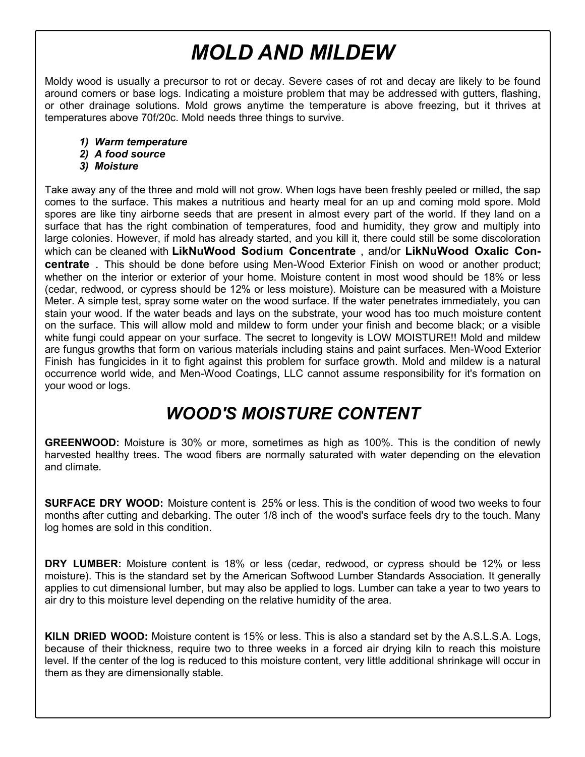# *MOLD AND MILDEW*

Moldy wood is usually a precursor to rot or decay. Severe cases of rot and decay are likely to be found around corners or base logs. Indicating a moisture problem that may be addressed with gutters, flashing, or other drainage solutions. Mold grows anytime the temperature is above freezing, but it thrives at temperatures above 70f/20c. Mold needs three things to survive.

1) ***Warm temperature***
2) ***A food source***
3) ***Moisture***

Take away any of the three and mold will not grow. When logs have been freshly peeled or milled, the sap comes to the surface. This makes a nutritious and hearty meal for an up and coming mold spore. Mold spores are like tiny airborne seeds that are present in almost every part of the world. If they land on a surface that has the right combination of temperatures, food and humidity, they grow and multiply into large colonies. However, if mold has already started, and you kill it, there could still be some discoloration which can be cleaned with **LikNuWood Sodium Concentrate** , and/or **LikNuWood Oxalic Concentrate** . This should be done before using Men-Wood Exterior Finish on wood or another product; whether on the interior or exterior of your home. Moisture content in most wood should be 18% or less (cedar, redwood, or cypress should be 12% or less moisture). Moisture can be measured with a Moisture Meter. A simple test, spray some water on the wood surface. If the water penetrates immediately, you can stain your wood. If the water beads and lays on the substrate, your wood has too much moisture content on the surface. This will allow mold and mildew to form under your finish and become black; or a visible white fungi could appear on your surface. The secret to longevity is LOW MOISTURE!! Mold and mildew are fungus growths that form on various materials including stains and paint surfaces. Men-Wood Exterior Finish has fungicides in it to fight against this problem for surface growth. Mold and mildew is a natural occurrence world wide, and Men-Wood Coatings, LLC cannot assume responsibility for it's formation on your wood or logs.

# *WOOD'S MOISTURE CONTENT*

**GREENWOOD:** Moisture is 30% or more, sometimes as high as 100%. This is the condition of newly harvested healthy trees. The wood fibers are normally saturated with water depending on the elevation and climate.

**SURFACE DRY WOOD:** Moisture content is 25% or less. This is the condition of wood two weeks to four months after cutting and debarking. The outer 1/8 inch of the wood's surface feels dry to the touch. Many log homes are sold in this condition.

**DRY LUMBER:** Moisture content is 18% or less (cedar, redwood, or cypress should be 12% or less moisture). This is the standard set by the American Softwood Lumber Standards Association. It generally applies to cut dimensional lumber, but may also be applied to logs. Lumber can take a year to two years to air dry to this moisture level depending on the relative humidity of the area.

**KILN DRIED WOOD:** Moisture content is 15% or less. This is also a standard set by the A.S.L.S.A. Logs, because of their thickness, require two to three weeks in a forced air drying kiln to reach this moisture level. If the center of the log is reduced to this moisture content, very little additional shrinkage will occur in them as they are dimensionally stable.